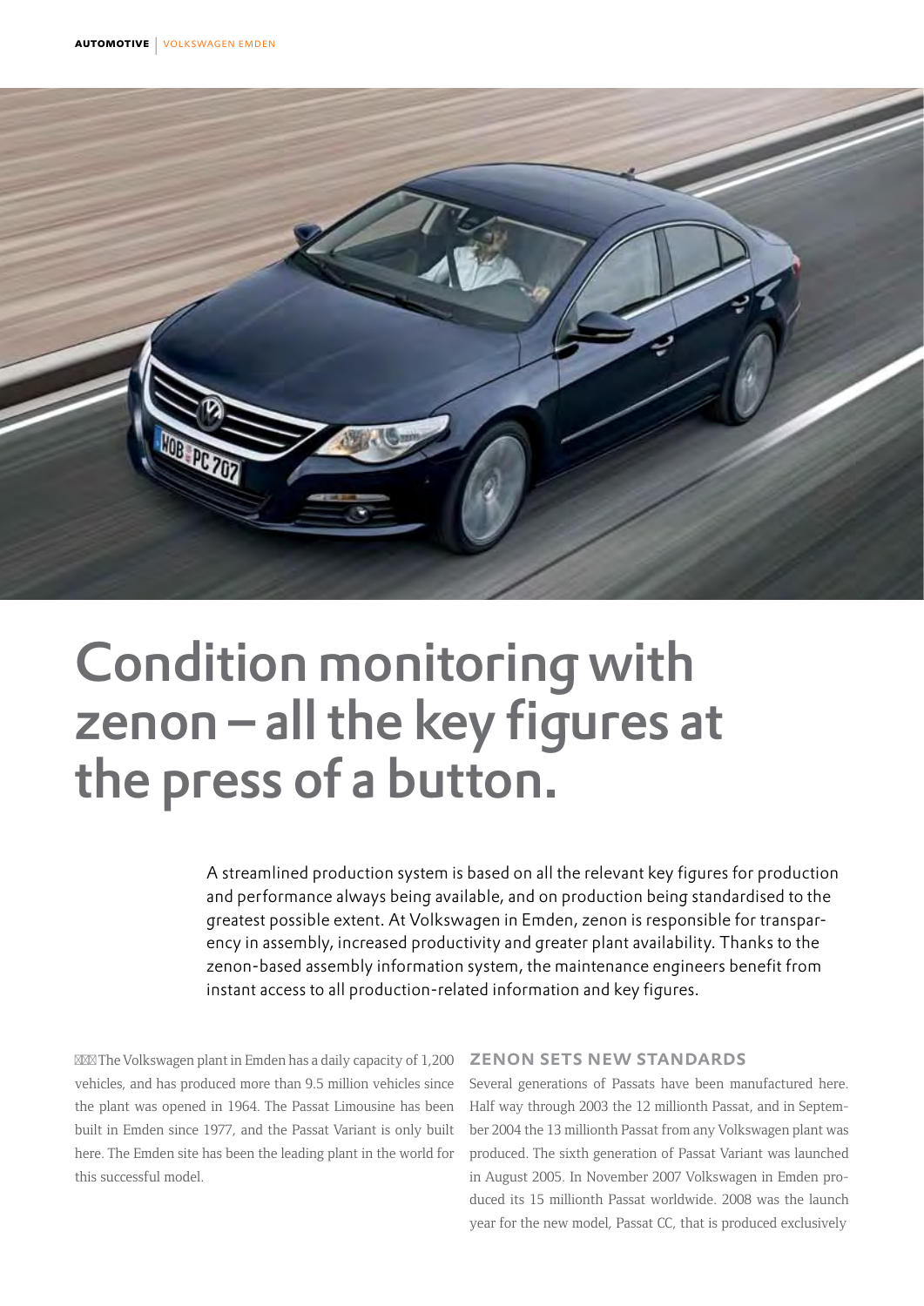# Condition monitoring with zenon – all the key figures at the press of a button.

A streamlined production system is based on all the relevant key figures for production and performance always being available, and on production being standardised to the greatest possible extent. At Volkswagen in Emden, zenon is responsible for transparency in assembly, increased productivity and greater plant availability. Thanks to the zenon-based assembly information system, the maintenance engineers benefit from instant access to all production-related information and key figures.

The Volkswagen plant in Emden has a daily capacity of 1,200 vehicles, and has produced more than 9.5 million vehicles since the plant was opened in 1964. The Passat Limousine has been built in Emden since 1977, and the Passat Variant is only built here. The Emden site has been the leading plant in the world for this successful model.

## ZENON SETS NEW STANDARDS

Several generations of Passats have been manufactured here. Half way through 2003 the 12 millionth Passat, and in September 2004 the 13 millionth Passat from any Volkswagen plant was produced. The sixth generation of Passat Variant was launched in August 2005. In November 2007 Volkswagen in Emden produced its 15 millionth Passat worldwide. 2008 was the launch year for the new model, Passat CC, that is produced exclusively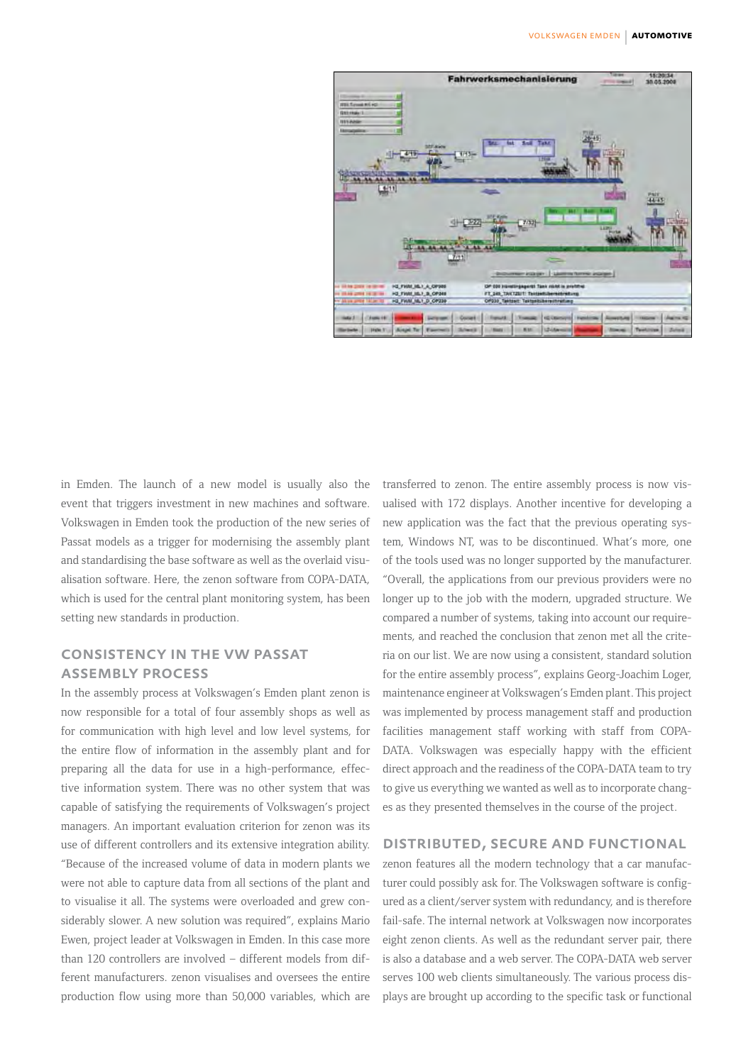in Emden. The launch of a new model is usually also the event that triggers investment in new machines and software. Volkswagen in Emden took the production of the new series of Passat models as a trigger for modernising the assembly plant and standardising the base software as well as the overlaid visualisation software. Here, the zenon software from COPA-DATA, which is used for the central plant monitoring system, has been setting new standards in production.

## CONSISTENCY IN THE VW PASSAT ASSEMBLY PROCESS

In the assembly process at Volkswagen's Emden plant zenon is now responsible for a total of four assembly shops as well as for communication with high level and low level systems, for the entire flow of information in the assembly plant and for preparing all the data for use in a high-performance, effective information system. There was no other system that was capable of satisfying the requirements of Volkswagen's project managers. An important evaluation criterion for zenon was its use of different controllers and its extensive integration ability. "Because of the increased volume of data in modern plants we were not able to capture data from all sections of the plant and to visualise it all. The systems were overloaded and grew considerably slower. A new solution was required", explains Mario Ewen, project leader at Volkswagen in Emden. In this case more than 120 controllers are involved – different models from different manufacturers. zenon visualises and oversees the entire production flow using more than 50,000 variables, which are transferred to zenon. The entire assembly process is now visualised with 172 displays. Another incentive for developing a new application was the fact that the previous operating system, Windows NT, was to be discontinued. What's more, one of the tools used was no longer supported by the manufacturer. "Overall, the applications from our previous providers were no longer up to the job with the modern, upgraded structure. We compared a number of systems, taking into account our requirements, and reached the conclusion that zenon met all the criteria on our list. We are now using a consistent, standard solution for the entire assembly process", explains Georg-Joachim Loger, maintenance engineer at Volkswagen's Emden plant. This project was implemented by process management staff and production facilities management staff working with staff from COPA-DATA. Volkswagen was especially happy with the efficient direct approach and the readiness of the COPA-DATA team to try to give us everything we wanted as well as to incorporate changes as they presented themselves in the course of the project.

## DISTRIBUTED, SECURE AND FUNCTIONAL

zenon features all the modern technology that a car manufacturer could possibly ask for. The Volkswagen software is configured as a client/server system with redundancy, and is therefore fail-safe. The internal network at Volkswagen now incorporates eight zenon clients. As well as the redundant server pair, there is also a database and a web server. The COPA-DATA web server serves 100 web clients simultaneously. The various process displays are brought up according to the specific task or functional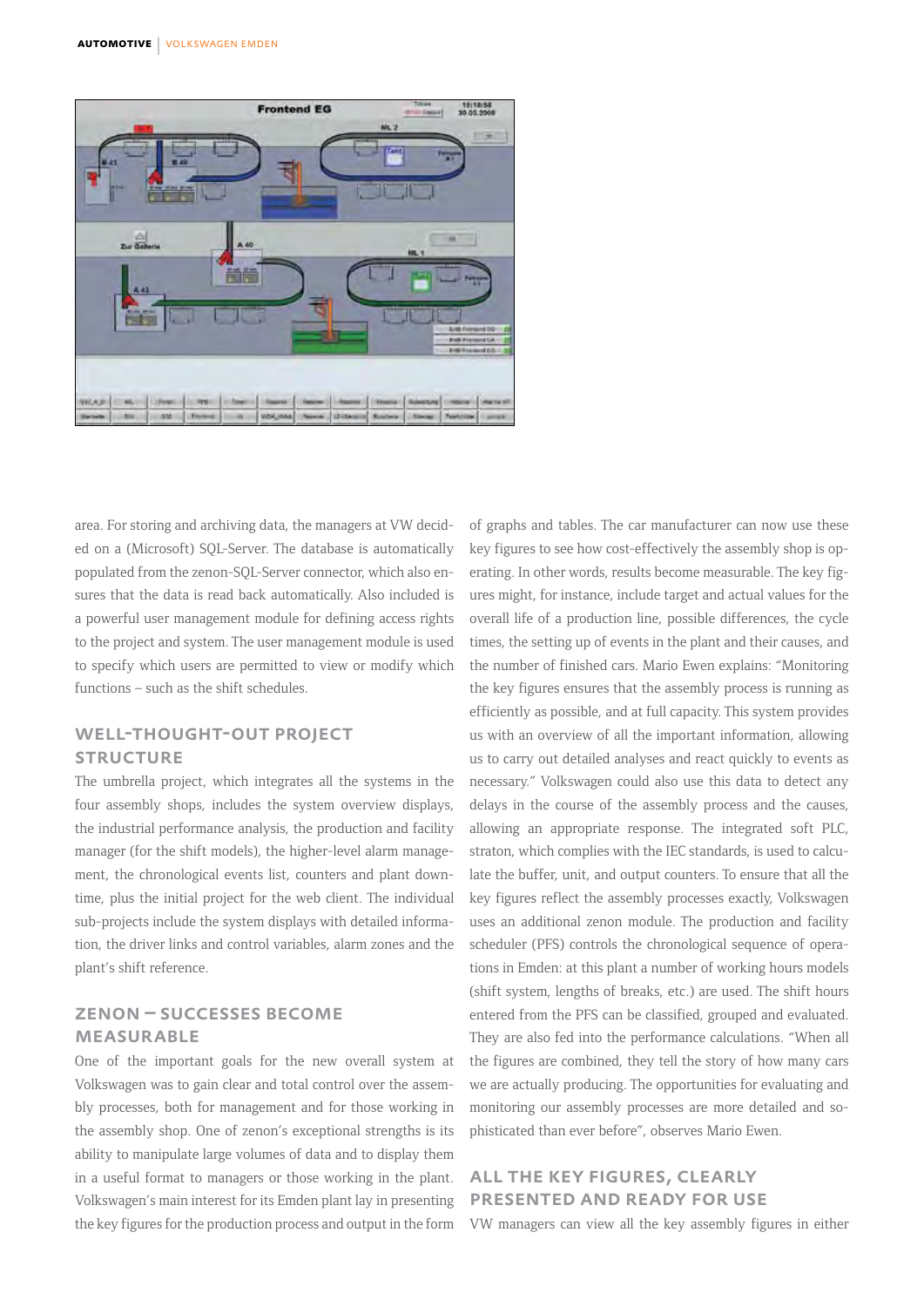area. For storing and archiving data, the managers at VW decided on a (Microsoft) SQL-Server. The database is automatically populated from the zenon-SQL-Server connector, which also ensures that the data is read back automatically. Also included is a powerful user management module for defining access rights to the project and system. The user management module is used to specify which users are permitted to view or modify which functions – such as the shift schedules.

## WELL-THOUGHT-OUT PROJECT STRUCTURE

The umbrella project, which integrates all the systems in the four assembly shops, includes the system overview displays, the industrial performance analysis, the production and facility manager (for the shift models), the higher-level alarm management, the chronological events list, counters and plant downtime, plus the initial project for the web client. The individual sub-projects include the system displays with detailed information, the driver links and control variables, alarm zones and the plant's shift reference.

## ZENON – SUCCESSES BECOME MEASURABLE

One of the important goals for the new overall system at Volkswagen was to gain clear and total control over the assembly processes, both for management and for those working in the assembly shop. One of zenon's exceptional strengths is its ability to manipulate large volumes of data and to display them in a useful format to managers or those working in the plant. Volkswagen's main interest for its Emden plant lay in presenting the key figures for the production process and output in the form of graphs and tables. The car manufacturer can now use these key figures to see how cost-effectively the assembly shop is operating. In other words, results become measurable. The key figures might, for instance, include target and actual values for the overall life of a production line, possible differences, the cycle times, the setting up of events in the plant and their causes, and the number of finished cars. Mario Ewen explains: "Monitoring the key figures ensures that the assembly process is running as efficiently as possible, and at full capacity. This system provides us with an overview of all the important information, allowing us to carry out detailed analyses and react quickly to events as necessary." Volkswagen could also use this data to detect any delays in the course of the assembly process and the causes, allowing an appropriate response. The integrated soft PLC, straton, which complies with the IEC standards, is used to calculate the buffer, unit, and output counters. To ensure that all the key figures reflect the assembly processes exactly, Volkswagen uses an additional zenon module. The production and facility scheduler (PFS) controls the chronological sequence of operations in Emden: at this plant a number of working hours models (shift system, lengths of breaks, etc.) are used. The shift hours entered from the PFS can be classified, grouped and evaluated. They are also fed into the performance calculations. "When all the figures are combined, they tell the story of how many cars we are actually producing. The opportunities for evaluating and monitoring our assembly processes are more detailed and sophisticated than ever before", observes Mario Ewen.

## ALL THE KEY FIGURES, CLEARLY PRESENTED AND READY FOR USE

VW managers can view all the key assembly figures in either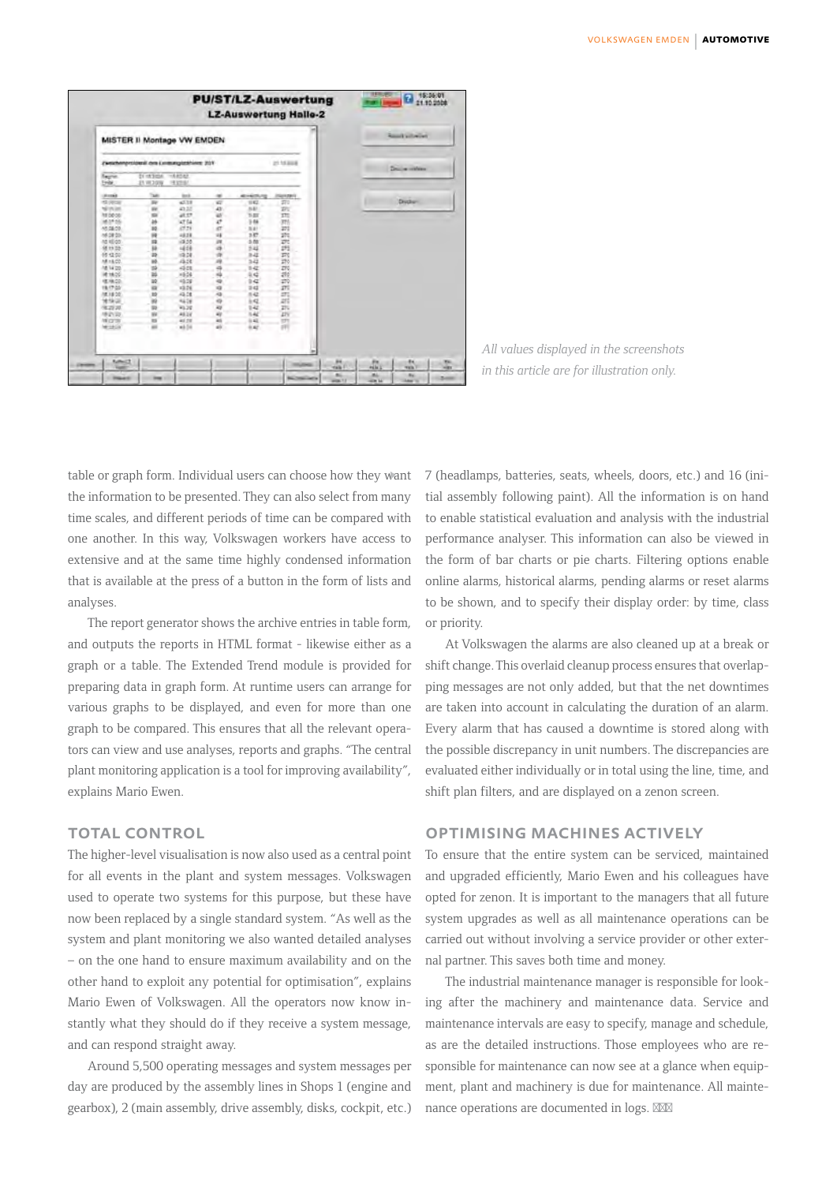*All values displayed in the screenshots in this article are for illustration only.*

table or graph form. Individual users can choose how they want the information to be presented. They can also select from many time scales, and different periods of time can be compared with one another. In this way, Volkswagen workers have access to extensive and at the same time highly condensed information that is available at the press of a button in the form of lists and analyses.

The report generator shows the archive entries in table form, and outputs the reports in HTML format - likewise either as a graph or a table. The Extended Trend module is provided for preparing data in graph form. At runtime users can arrange for various graphs to be displayed, and even for more than one graph to be compared. This ensures that all the relevant operators can view and use analyses, reports and graphs. "The central plant monitoring application is a tool for improving availability", explains Mario Ewen.

## TOTAL CONTROL

The higher-level visualisation is now also used as a central point for all events in the plant and system messages. Volkswagen used to operate two systems for this purpose, but these have now been replaced by a single standard system. "As well as the system and plant monitoring we also wanted detailed analyses – on the one hand to ensure maximum availability and on the other hand to exploit any potential for optimisation", explains Mario Ewen of Volkswagen. All the operators now know instantly what they should do if they receive a system message, and can respond straight away.

Around 5,500 operating messages and system messages per day are produced by the assembly lines in Shops 1 (engine and gearbox), 2 (main assembly, drive assembly, disks, cockpit, etc.) 7 (headlamps, batteries, seats, wheels, doors, etc.) and 16 (initial assembly following paint). All the information is on hand to enable statistical evaluation and analysis with the industrial performance analyser. This information can also be viewed in the form of bar charts or pie charts. Filtering options enable online alarms, historical alarms, pending alarms or reset alarms to be shown, and to specify their display order: by time, class or priority.

At Volkswagen the alarms are also cleaned up at a break or shift change. This overlaid cleanup process ensures that overlapping messages are not only added, but that the net downtimes are taken into account in calculating the duration of an alarm. Every alarm that has caused a downtime is stored along with the possible discrepancy in unit numbers. The discrepancies are evaluated either individually or in total using the line, time, and shift plan filters, and are displayed on a zenon screen.

## OPTIMISING MACHINES ACTIVELY

To ensure that the entire system can be serviced, maintained and upgraded efficiently, Mario Ewen and his colleagues have opted for zenon. It is important to the managers that all future system upgrades as well as all maintenance operations can be carried out without involving a service provider or other external partner. This saves both time and money.

The industrial maintenance manager is responsible for looking after the machinery and maintenance data. Service and maintenance intervals are easy to specify, manage and schedule, as are the detailed instructions. Those employees who are responsible for maintenance can now see at a glance when equipment, plant and machinery is due for maintenance. All maintenance operations are documented in logs.